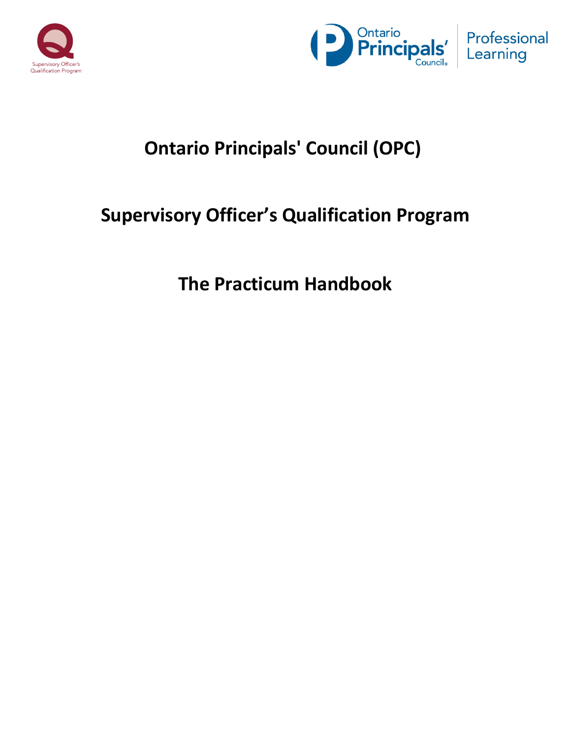# Ontario Principals' Council (OPC)

# Supervisory Officer's Qualification Program

# The Practicum Handbook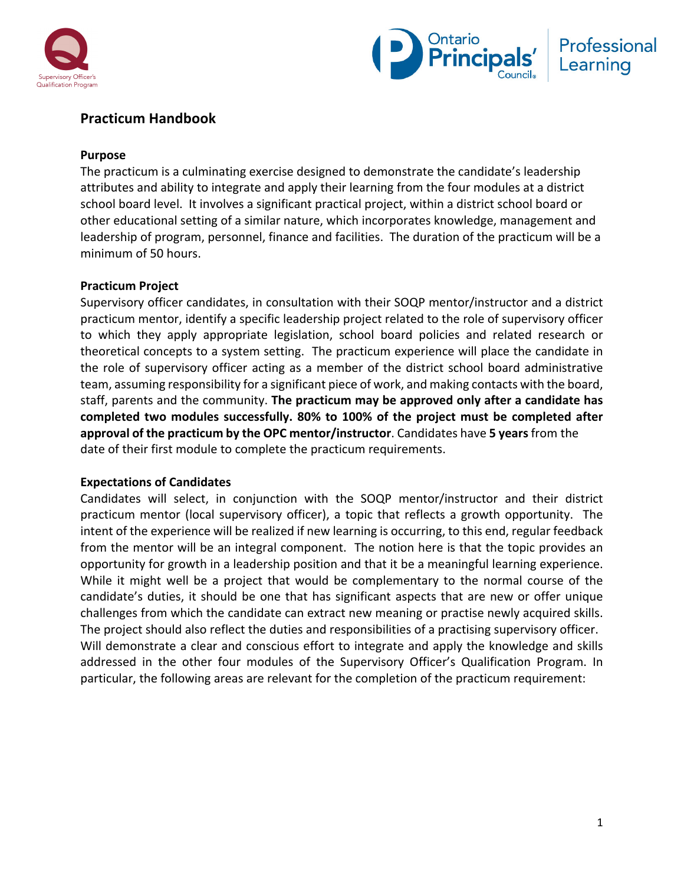## Practicum Handbook

### Purpose

The practicum is a culminating exercise designed to demonstrate the candidate's leadership attributes and ability to integrate and apply their learning from the four modules at a district school board level. It involves a significant practical project, within a district school board or other educational setting of a similar nature, which incorporates knowledge, management and leadership of program, personnel, finance and facilities. The duration of the practicum will be a minimum of 50 hours.

### Practicum Project

Supervisory officer candidates, in consultation with their SOQP mentor/instructor and a district practicum mentor, identify a specific leadership project related to the role of supervisory officer to which they apply appropriate legislation, school board policies and related research or theoretical concepts to a system setting. The practicum experience will place the candidate in the role of supervisory officer acting as a member of the district school board administrative team, assuming responsibility for a significant piece of work, and making contacts with the board, staff, parents and the community. **The practicum may be approved only after a candidate has completed two modules successfully. 80% to 100% of the project must be completed after approval of the practicum by the OPC mentor/instructor**. Candidates have **5 years** from the date of their first module to complete the practicum requirements.

### Expectations of Candidates

Candidates will select, in conjunction with the SOQP mentor/instructor and their district practicum mentor (local supervisory officer), a topic that reflects a growth opportunity. The intent of the experience will be realized if new learning is occurring, to this end, regular feedback from the mentor will be an integral component. The notion here is that the topic provides an opportunity for growth in a leadership position and that it be a meaningful learning experience. While it might well be a project that would be complementary to the normal course of the candidate's duties, it should be one that has significant aspects that are new or offer unique challenges from which the candidate can extract new meaning or practise newly acquired skills. The project should also reflect the duties and responsibilities of a practising supervisory officer. Will demonstrate a clear and conscious effort to integrate and apply the knowledge and skills addressed in the other four modules of the Supervisory Officer's Qualification Program. In particular, the following areas are relevant for the completion of the practicum requirement: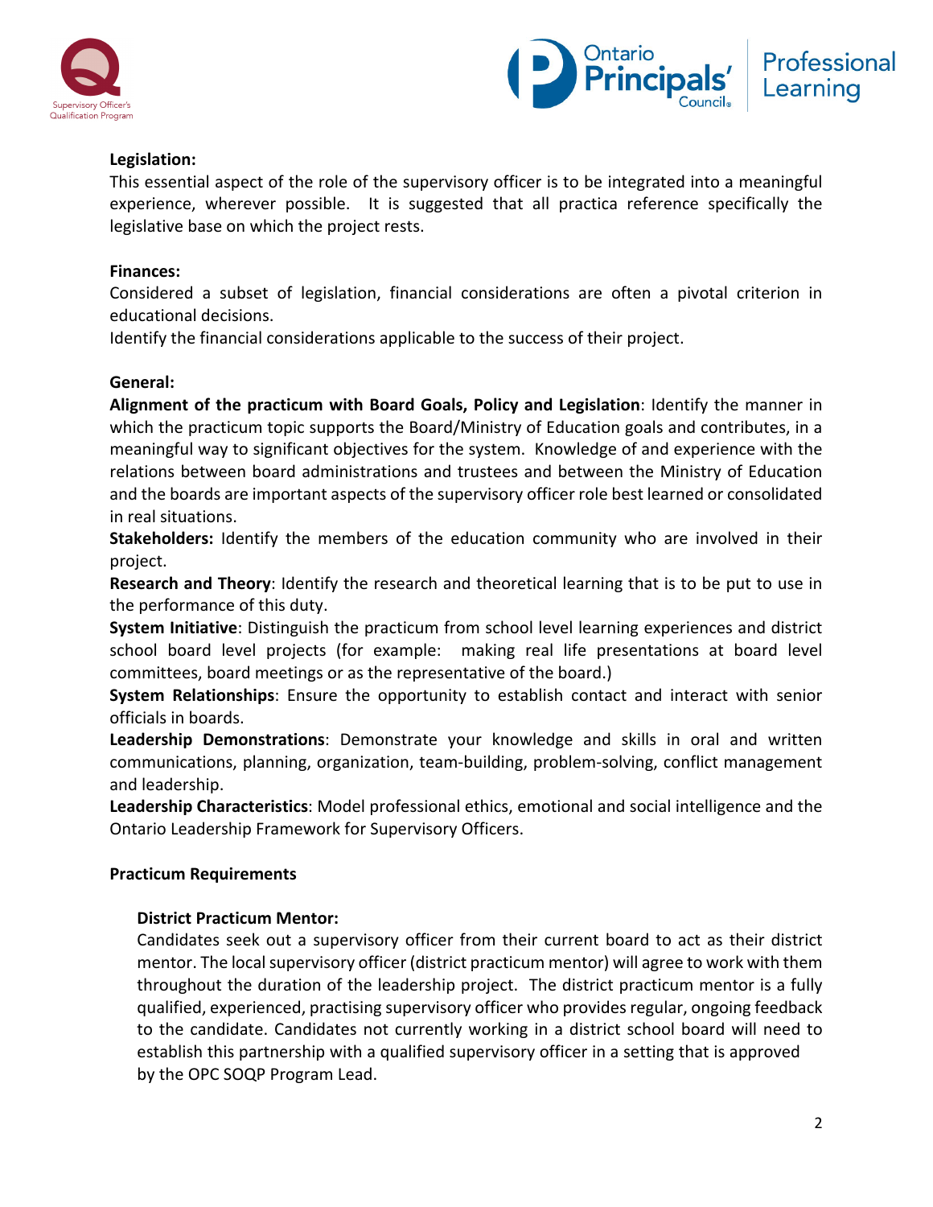**Legislation:**

This essential aspect of the role of the supervisory officer is to be integrated into a meaningful experience, wherever possible. It is suggested that all practica reference specifically the legislative base on which the project rests.

**Finances:**

Considered a subset of legislation, financial considerations are often a pivotal criterion in educational decisions.

Identify the financial considerations applicable to the success of their project.

**General:**

**Alignment of the practicum with Board Goals, Policy and Legislation**: Identify the manner in which the practicum topic supports the Board/Ministry of Education goals and contributes, in a meaningful way to significant objectives for the system. Knowledge of and experience with the relations between board administrations and trustees and between the Ministry of Education and the boards are important aspects of the supervisory officer role best learned or consolidated in real situations.

**Stakeholders:** Identify the members of the education community who are involved in their project.

**Research and Theory**: Identify the research and theoretical learning that is to be put to use in the performance of this duty.

**System Initiative**: Distinguish the practicum from school level learning experiences and district school board level projects (for example: making real life presentations at board level committees, board meetings or as the representative of the board.)

**System Relationships**: Ensure the opportunity to establish contact and interact with senior officials in boards.

**Leadership Demonstrations**: Demonstrate your knowledge and skills in oral and written communications, planning, organization, team-building, problem-solving, conflict management and leadership.

**Leadership Characteristics**: Model professional ethics, emotional and social intelligence and the Ontario Leadership Framework for Supervisory Officers.

**Practicum Requirements**

**District Practicum Mentor:**

Candidates seek out a supervisory officer from their current board to act as their district mentor. The local supervisory officer (district practicum mentor) will agree to work with them throughout the duration of the leadership project. The district practicum mentor is a fully qualified, experienced, practising supervisory officer who provides regular, ongoing feedback to the candidate. Candidates not currently working in a district school board will need to establish this partnership with a qualified supervisory officer in a setting that is approved by the OPC SOQP Program Lead.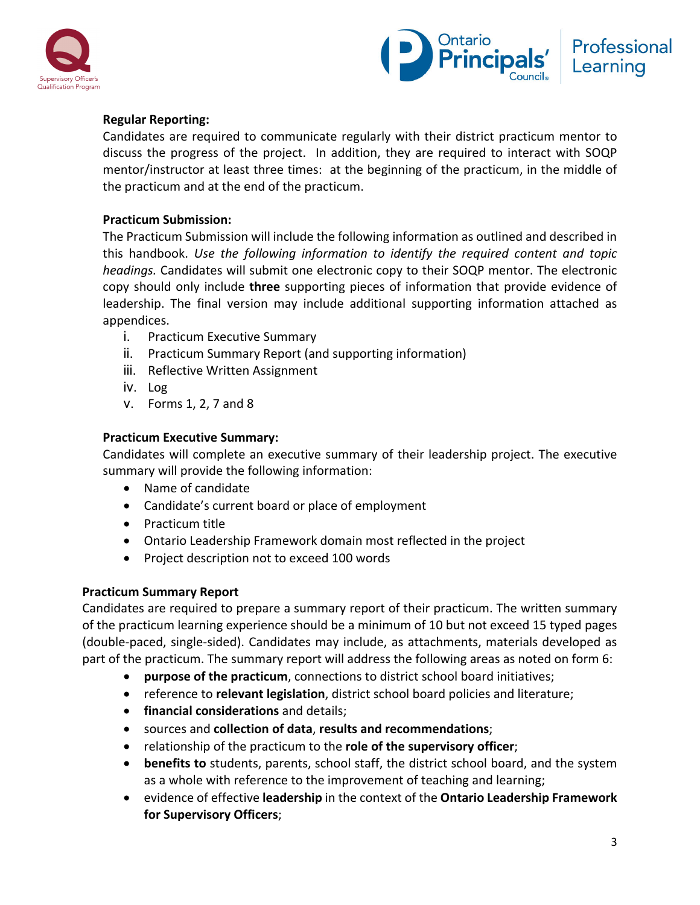**Regular Reporting:**

Candidates are required to communicate regularly with their district practicum mentor to discuss the progress of the project. In addition, they are required to interact with SOQP mentor/instructor at least three times: at the beginning of the practicum, in the middle of the practicum and at the end of the practicum.

**Practicum Submission:**

The Practicum Submission will include the following information as outlined and described in this handbook. *Use the following information to identify the required content and topic headings.* Candidates will submit one electronic copy to their SOQP mentor. The electronic copy should only include **three** supporting pieces of information that provide evidence of leadership. The final version may include additional supporting information attached as appendices.

i. Practicum Executive Summary
ii. Practicum Summary Report (and supporting information)
iii. Reflective Written Assignment
iv. Log
v. Forms 1, 2, 7 and 8

**Practicum Executive Summary:**

Candidates will complete an executive summary of their leadership project. The executive summary will provide the following information:

- Name of candidate
- Candidate's current board or place of employment
- Practicum title
- Ontario Leadership Framework domain most reflected in the project
- Project description not to exceed 100 words

**Practicum Summary Report**

Candidates are required to prepare a summary report of their practicum. The written summary of the practicum learning experience should be a minimum of 10 but not exceed 15 typed pages (double-paced, single-sided). Candidates may include, as attachments, materials developed as part of the practicum. The summary report will address the following areas as noted on form 6:

- **purpose of the practicum**, connections to district school board initiatives;
- reference to **relevant legislation**, district school board policies and literature;
- **financial considerations** and details;
- sources and **collection of data**, **results and recommendations**;
- relationship of the practicum to the **role of the supervisory officer**;
- **benefits to** students, parents, school staff, the district school board, and the system as a whole with reference to the improvement of teaching and learning;
- evidence of effective **leadership** in the context of the **Ontario Leadership Framework for Supervisory Officers**;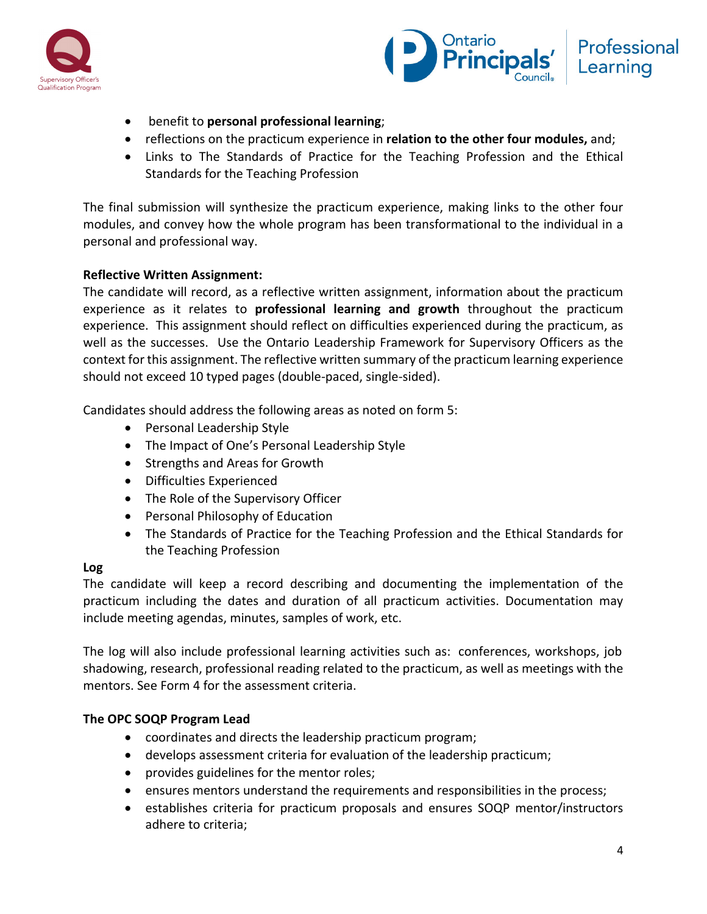- benefit to **personal professional learning**;
- reflections on the practicum experience in **relation to the other four modules,** and;
- Links to The Standards of Practice for the Teaching Profession and the Ethical Standards for the Teaching Profession

The final submission will synthesize the practicum experience, making links to the other four modules, and convey how the whole program has been transformational to the individual in a personal and professional way.

**Reflective Written Assignment:**
The candidate will record, as a reflective written assignment, information about the practicum experience as it relates to **professional learning and growth** throughout the practicum experience. This assignment should reflect on difficulties experienced during the practicum, as well as the successes. Use the Ontario Leadership Framework for Supervisory Officers as the context for this assignment. The reflective written summary of the practicum learning experience should not exceed 10 typed pages (double-paced, single-sided).

Candidates should address the following areas as noted on form 5:

- Personal Leadership Style
- The Impact of One's Personal Leadership Style
- Strengths and Areas for Growth
- Difficulties Experienced
- The Role of the Supervisory Officer
- Personal Philosophy of Education
- The Standards of Practice for the Teaching Profession and the Ethical Standards for the Teaching Profession

**Log**
The candidate will keep a record describing and documenting the implementation of the practicum including the dates and duration of all practicum activities. Documentation may include meeting agendas, minutes, samples of work, etc.

The log will also include professional learning activities such as: conferences, workshops, job shadowing, research, professional reading related to the practicum, as well as meetings with the mentors. See Form 4 for the assessment criteria.

**The OPC SOQP Program Lead**

- coordinates and directs the leadership practicum program;
- develops assessment criteria for evaluation of the leadership practicum;
- provides guidelines for the mentor roles;
- ensures mentors understand the requirements and responsibilities in the process;
- establishes criteria for practicum proposals and ensures SOQP mentor/instructors adhere to criteria;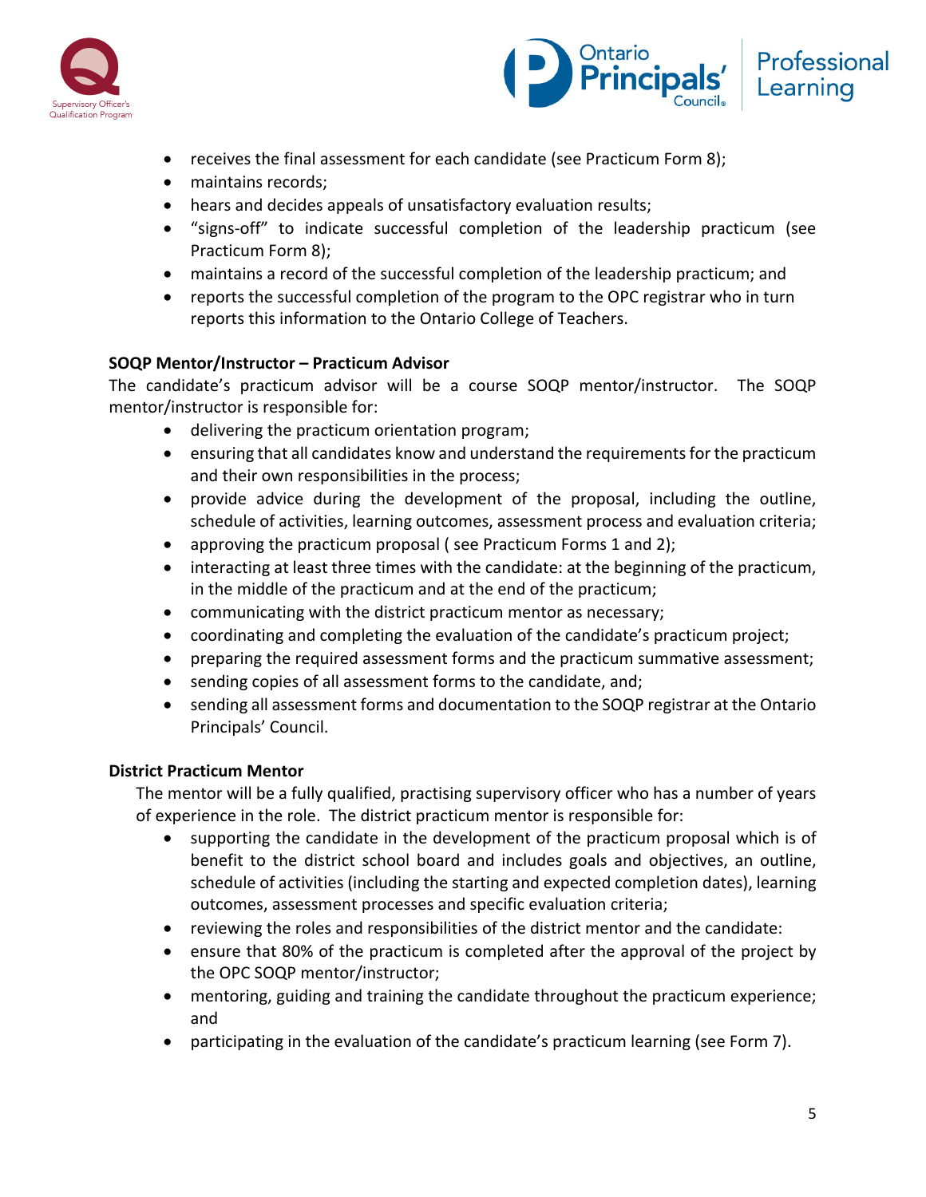- receives the final assessment for each candidate (see Practicum Form 8);
- maintains records;
- hears and decides appeals of unsatisfactory evaluation results;
- "signs-off" to indicate successful completion of the leadership practicum (see Practicum Form 8);
- maintains a record of the successful completion of the leadership practicum; and
- reports the successful completion of the program to the OPC registrar who in turn reports this information to the Ontario College of Teachers.

**SOQP Mentor/Instructor – Practicum Advisor**

The candidate's practicum advisor will be a course SOQP mentor/instructor. The SOQP mentor/instructor is responsible for:

- delivering the practicum orientation program;
- ensuring that all candidates know and understand the requirements for the practicum and their own responsibilities in the process;
- provide advice during the development of the proposal, including the outline, schedule of activities, learning outcomes, assessment process and evaluation criteria;
- approving the practicum proposal ( see Practicum Forms 1 and 2);
- interacting at least three times with the candidate: at the beginning of the practicum, in the middle of the practicum and at the end of the practicum;
- communicating with the district practicum mentor as necessary;
- coordinating and completing the evaluation of the candidate's practicum project;
- preparing the required assessment forms and the practicum summative assessment;
- sending copies of all assessment forms to the candidate, and;
- sending all assessment forms and documentation to the SOQP registrar at the Ontario Principals' Council.

**District Practicum Mentor**

The mentor will be a fully qualified, practising supervisory officer who has a number of years of experience in the role. The district practicum mentor is responsible for:

- supporting the candidate in the development of the practicum proposal which is of benefit to the district school board and includes goals and objectives, an outline, schedule of activities (including the starting and expected completion dates), learning outcomes, assessment processes and specific evaluation criteria;
- reviewing the roles and responsibilities of the district mentor and the candidate:
- ensure that 80% of the practicum is completed after the approval of the project by the OPC SOQP mentor/instructor;
- mentoring, guiding and training the candidate throughout the practicum experience; and
- participating in the evaluation of the candidate's practicum learning (see Form 7).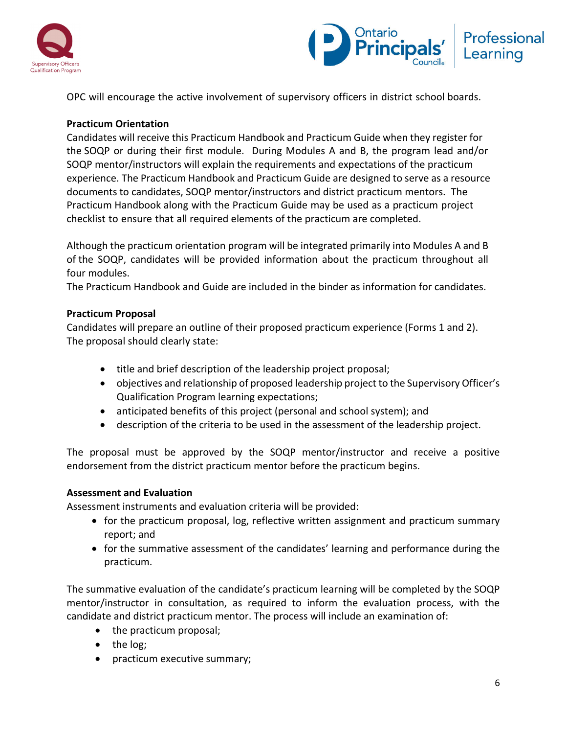OPC will encourage the active involvement of supervisory officers in district school boards.

**Practicum Orientation**

Candidates will receive this Practicum Handbook and Practicum Guide when they register for the SOQP or during their first module. During Modules A and B, the program lead and/or SOQP mentor/instructors will explain the requirements and expectations of the practicum experience. The Practicum Handbook and Practicum Guide are designed to serve as a resource documents to candidates, SOQP mentor/instructors and district practicum mentors. The Practicum Handbook along with the Practicum Guide may be used as a practicum project checklist to ensure that all required elements of the practicum are completed.

Although the practicum orientation program will be integrated primarily into Modules A and B of the SOQP, candidates will be provided information about the practicum throughout all four modules.

The Practicum Handbook and Guide are included in the binder as information for candidates.

**Practicum Proposal**

Candidates will prepare an outline of their proposed practicum experience (Forms 1 and 2). The proposal should clearly state:

- title and brief description of the leadership project proposal;
- objectives and relationship of proposed leadership project to the Supervisory Officer's Qualification Program learning expectations;
- anticipated benefits of this project (personal and school system); and
- description of the criteria to be used in the assessment of the leadership project.

The proposal must be approved by the SOQP mentor/instructor and receive a positive endorsement from the district practicum mentor before the practicum begins.

**Assessment and Evaluation**

Assessment instruments and evaluation criteria will be provided:

- for the practicum proposal, log, reflective written assignment and practicum summary report; and
- for the summative assessment of the candidates' learning and performance during the practicum.

The summative evaluation of the candidate's practicum learning will be completed by the SOQP mentor/instructor in consultation, as required to inform the evaluation process, with the candidate and district practicum mentor. The process will include an examination of:

- the practicum proposal;
- the log;
- practicum executive summary;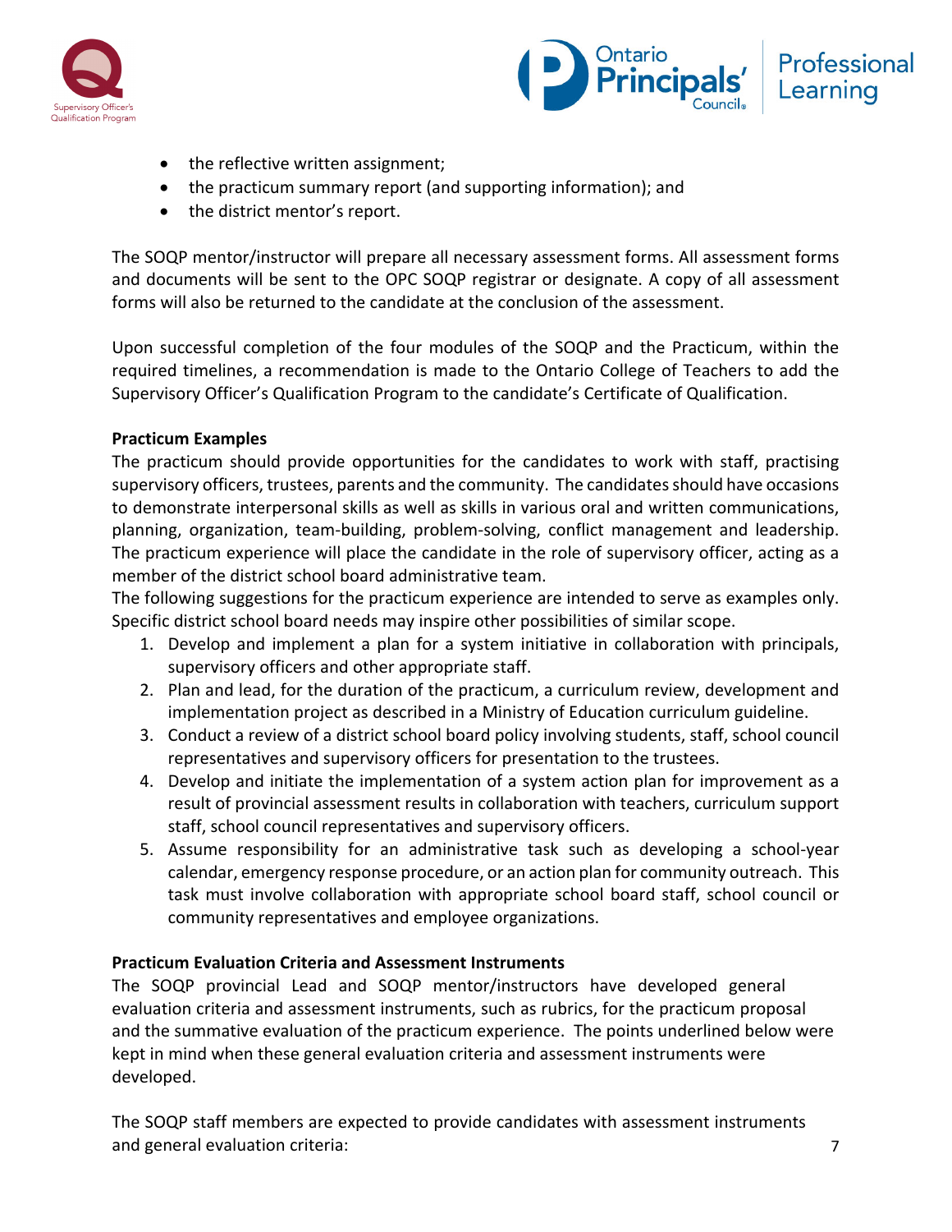- the reflective written assignment;
- the practicum summary report (and supporting information); and
- the district mentor's report.

The SOQP mentor/instructor will prepare all necessary assessment forms. All assessment forms and documents will be sent to the OPC SOQP registrar or designate. A copy of all assessment forms will also be returned to the candidate at the conclusion of the assessment.

Upon successful completion of the four modules of the SOQP and the Practicum, within the required timelines, a recommendation is made to the Ontario College of Teachers to add the Supervisory Officer's Qualification Program to the candidate's Certificate of Qualification.

**Practicum Examples**

The practicum should provide opportunities for the candidates to work with staff, practising supervisory officers, trustees, parents and the community. The candidates should have occasions to demonstrate interpersonal skills as well as skills in various oral and written communications, planning, organization, team-building, problem-solving, conflict management and leadership. The practicum experience will place the candidate in the role of supervisory officer, acting as a member of the district school board administrative team.

The following suggestions for the practicum experience are intended to serve as examples only. Specific district school board needs may inspire other possibilities of similar scope.

1. Develop and implement a plan for a system initiative in collaboration with principals, supervisory officers and other appropriate staff.
2. Plan and lead, for the duration of the practicum, a curriculum review, development and implementation project as described in a Ministry of Education curriculum guideline.
3. Conduct a review of a district school board policy involving students, staff, school council representatives and supervisory officers for presentation to the trustees.
4. Develop and initiate the implementation of a system action plan for improvement as a result of provincial assessment results in collaboration with teachers, curriculum support staff, school council representatives and supervisory officers.
5. Assume responsibility for an administrative task such as developing a school-year calendar, emergency response procedure, or an action plan for community outreach. This task must involve collaboration with appropriate school board staff, school council or community representatives and employee organizations.

**Practicum Evaluation Criteria and Assessment Instruments**

The SOQP provincial Lead and SOQP mentor/instructors have developed general evaluation criteria and assessment instruments, such as rubrics, for the practicum proposal and the summative evaluation of the practicum experience. The points underlined below were kept in mind when these general evaluation criteria and assessment instruments were developed.

The SOQP staff members are expected to provide candidates with assessment instruments and general evaluation criteria: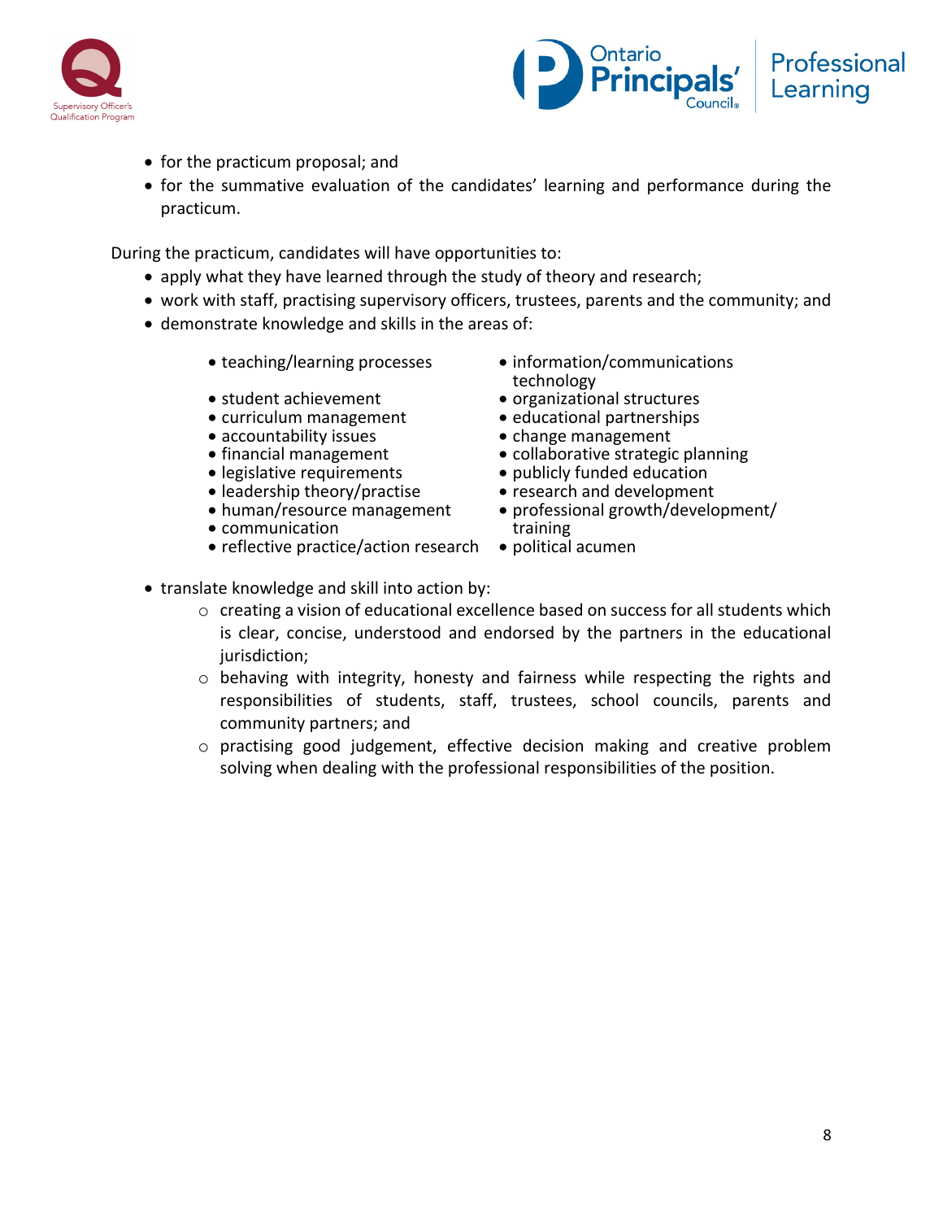- for the practicum proposal; and
- for the summative evaluation of the candidates' learning and performance during the practicum.

During the practicum, candidates will have opportunities to:

- apply what they have learned through the study of theory and research;
- work with staff, practising supervisory officers, trustees, parents and the community; and
- demonstrate knowledge and skills in the areas of:
    - teaching/learning processes
    - student achievement
    - curriculum management
    - accountability issues
    - financial management
    - legislative requirements
    - leadership theory/practise
    - human/resource management
    - communication
    - reflective practice/action research
    - information/communications technology
    - organizational structures
    - educational partnerships
    - change management
    - collaborative strategic planning
    - publicly funded education
    - research and development
    - professional growth/development/training
    - political acumen
- translate knowledge and skill into action by:
    - creating a vision of educational excellence based on success for all students which is clear, concise, understood and endorsed by the partners in the educational jurisdiction;
    - behaving with integrity, honesty and fairness while respecting the rights and responsibilities of students, staff, trustees, school councils, parents and community partners; and
    - practising good judgement, effective decision making and creative problem solving when dealing with the professional responsibilities of the position.